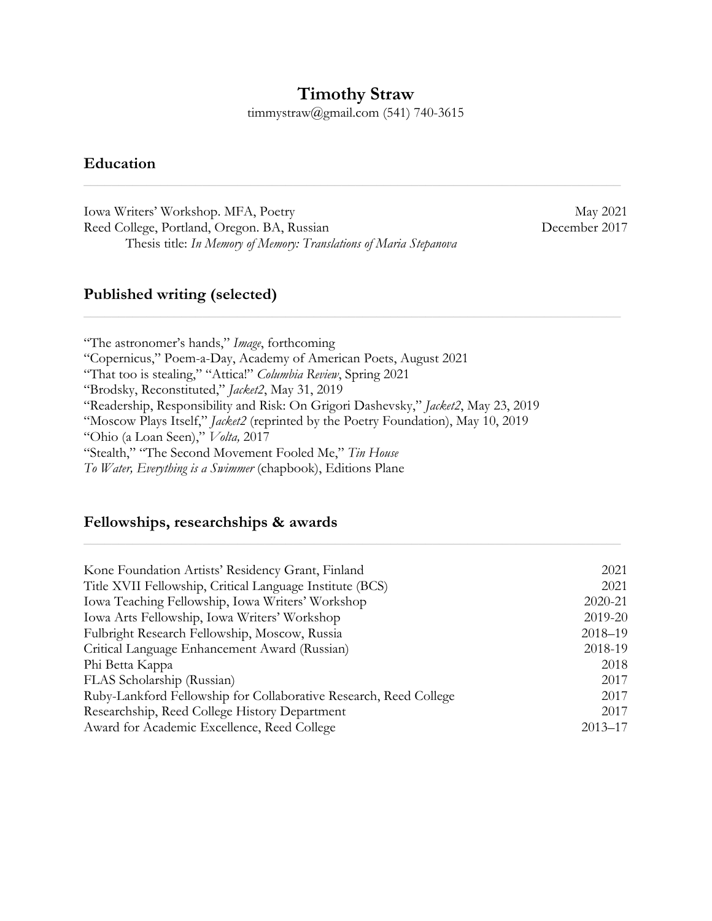# Timothy Straw

timmystraw@gmail.com (541) 740-3615

## Education

| | |
|---|---|
| Iowa Writers' Workshop. MFA, Poetry | May 2021 |
| Reed College, Portland, Oregon. BA, Russian | December 2017 |
| Thesis title: *In Memory of Memory: Translations of Maria Stepanova* | |

## Published writing (selected)

"The astronomer's hands," *Image*, forthcoming
"Copernicus," Poem-a-Day, Academy of American Poets, August 2021
"That too is stealing," "Attica!" *Columbia Review*, Spring 2021
"Brodsky, Reconstituted," *Jacket2*, May 31, 2019
"Readership, Responsibility and Risk: On Grigori Dashevsky," *Jacket2*, May 23, 2019
"Moscow Plays Itself," *Jacket2* (reprinted by the Poetry Foundation), May 10, 2019
"Ohio (a Loan Seen)," *Volta,* 2017
"Stealth," "The Second Movement Fooled Me," *Tin House*
*To Water, Everything is a Swimmer* (chapbook), Editions Plane

## Fellowships, researchships & awards

| | |
|---|---|
| Kone Foundation Artists' Residency Grant, Finland | 2021 |
| Title XVII Fellowship, Critical Language Institute (BCS) | 2021 |
| Iowa Teaching Fellowship, Iowa Writers' Workshop | 2020-21 |
| Iowa Arts Fellowship, Iowa Writers' Workshop | 2019-20 |
| Fulbright Research Fellowship, Moscow, Russia | 2018–19 |
| Critical Language Enhancement Award (Russian) | 2018-19 |
| Phi Betta Kappa | 2018 |
| FLAS Scholarship (Russian) | 2017 |
| Ruby-Lankford Fellowship for Collaborative Research, Reed College | 2017 |
| Researchship, Reed College History Department | 2017 |
| Award for Academic Excellence, Reed College | 2013–17 |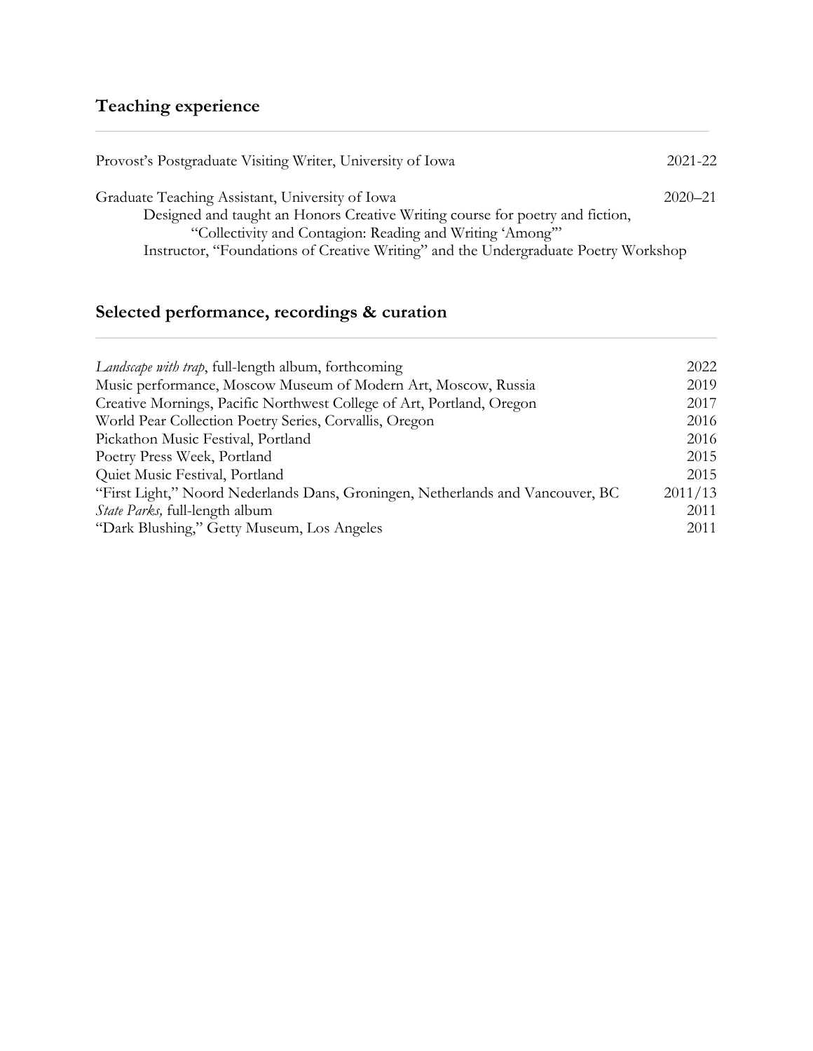## Teaching experience

Provost's Postgraduate Visiting Writer, University of Iowa 2021-22

Graduate Teaching Assistant, University of Iowa 2020–21

Designed and taught an Honors Creative Writing course for poetry and fiction, "Collectivity and Contagion: Reading and Writing 'Among'"

Instructor, "Foundations of Creative Writing" and the Undergraduate Poetry Workshop

## Selected performance, recordings & curation

| | |
|---|---|
| *Landscape with trap*, full-length album, forthcoming | 2022 |
| Music performance, Moscow Museum of Modern Art, Moscow, Russia | 2019 |
| Creative Mornings, Pacific Northwest College of Art, Portland, Oregon | 2017 |
| World Pear Collection Poetry Series, Corvallis, Oregon | 2016 |
| Pickathon Music Festival, Portland | 2016 |
| Poetry Press Week, Portland | 2015 |
| Quiet Music Festival, Portland | 2015 |
| "First Light," Noord Nederlands Dans, Groningen, Netherlands and Vancouver, BC | 2011/13 |
| *State Parks,* full-length album | 2011 |
| "Dark Blushing," Getty Museum, Los Angeles | 2011 |